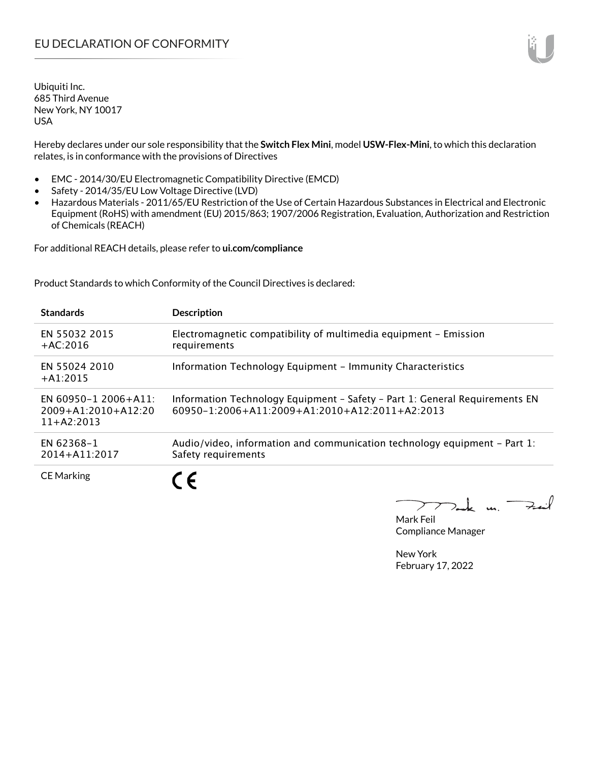# EU DECLARATION OF CONFORMITY

Ubiquiti Inc.
685 Third Avenue
New York, NY 10017
USA

Hereby declares under our sole responsibility that the **Switch Flex Mini**, model **USW-Flex-Mini**, to which this declaration relates, is in conformance with the provisions of Directives

- EMC - 2014/30/EU Electromagnetic Compatibility Directive (EMCD)
- Safety - 2014/35/EU Low Voltage Directive (LVD)
- Hazardous Materials - 2011/65/EU Restriction of the Use of Certain Hazardous Substances in Electrical and Electronic Equipment (RoHS) with amendment (EU) 2015/863; 1907/2006 Registration, Evaluation, Authorization and Restriction of Chemicals (REACH)

For additional REACH details, please refer to **ui.com/compliance**

Product Standards to which Conformity of the Council Directives is declared:

| Standards | Description |
|---|---|
| EN 55032 2015 +AC:2016 | Electromagnetic compatibility of multimedia equipment – Emission requirements |
| EN 55024 2010 +A1:2015 | Information Technology Equipment – Immunity Characteristics |
| EN 60950-1 2006+A11: 2009+A1:2010+A12:2011+A2:2013 | Information Technology Equipment – Safety – Part 1: General Requirements EN 60950-1:2006+A11:2009+A1:2010+A12:2011+A2:2013 |
| EN 62368-1 2014+A11:2017 | Audio/video, information and communication technology equipment – Part 1: Safety requirements |
| CE Marking | CE |

Mark Feil
Compliance Manager

New York
February 17, 2022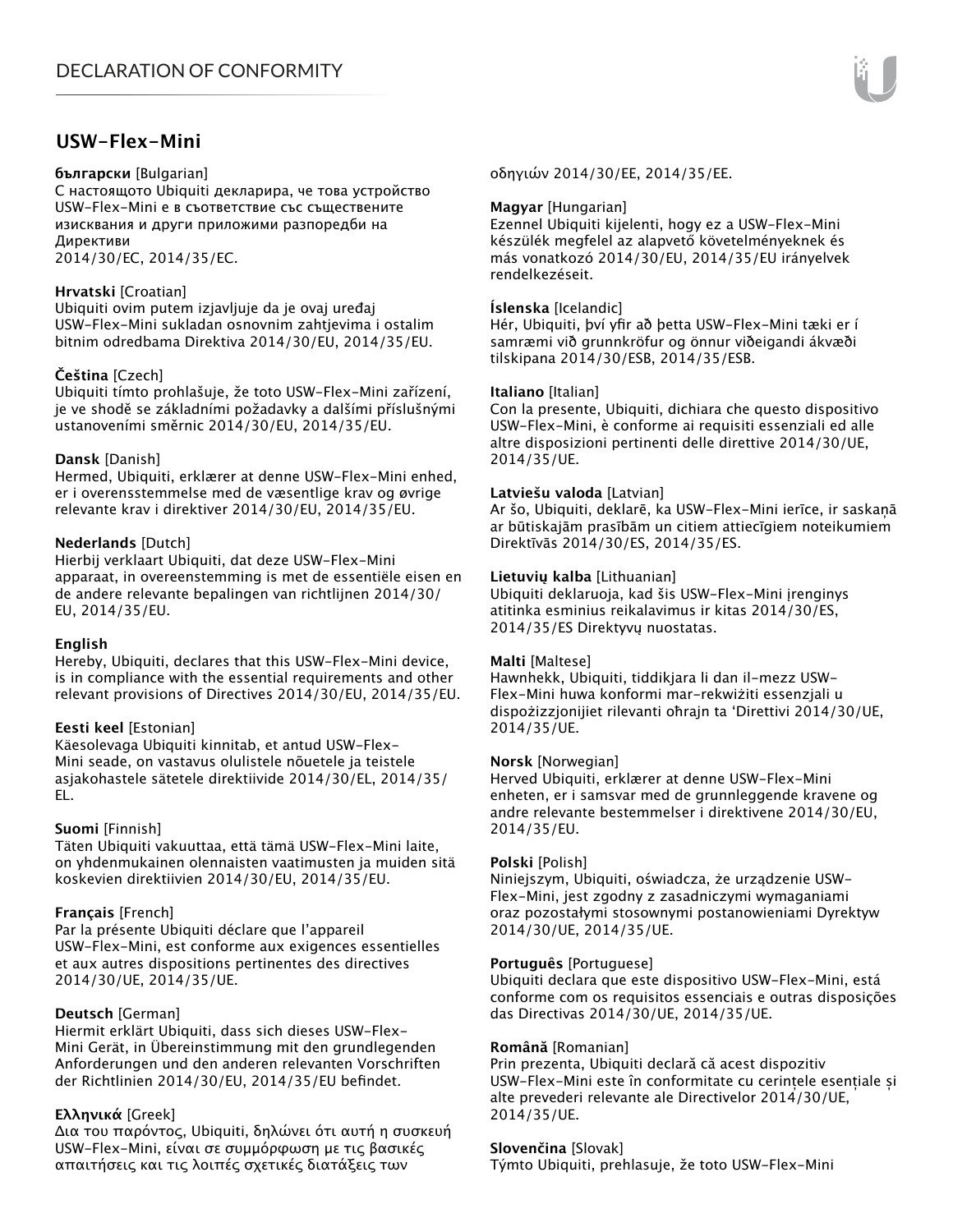## USW-Flex-Mini

**български** [Bulgarian]
С настоящото Ubiquiti декларира, че това устройство USW-Flex-Mini е в съответствие със съществените изисквания и други приложими разпоредби на Директиви
2014/30/ЕС, 2014/35/ЕС.

**Hrvatski** [Croatian]
Ubiquiti ovim putem izjavljuje da je ovaj uređaj USW-Flex-Mini sukladan osnovnim zahtjevima i ostalim bitnim odredbama Direktiva 2014/30/EU, 2014/35/EU.

**Čeština** [Czech]
Ubiquiti tímto prohlašuje, že toto USW-Flex-Mini zařízení, je ve shodě se základními požadavky a dalšími příslušnými ustanoveními směrnic 2014/30/EU, 2014/35/EU.

**Dansk** [Danish]
Hermed, Ubiquiti, erklærer at denne USW-Flex-Mini enhed, er i overensstemmelse med de væsentlige krav og øvrige relevante krav i direktiver 2014/30/EU, 2014/35/EU.

**Nederlands** [Dutch]
Hierbij verklaart Ubiquiti, dat deze USW-Flex-Mini apparaat, in overeenstemming is met de essentiële eisen en de andere relevante bepalingen van richtlijnen 2014/30/EU, 2014/35/EU.

**English**
Hereby, Ubiquiti, declares that this USW-Flex-Mini device, is in compliance with the essential requirements and other relevant provisions of Directives 2014/30/EU, 2014/35/EU.

**Eesti keel** [Estonian]
Käesolevaga Ubiquiti kinnitab, et antud USW-Flex-Mini seade, on vastavus olulistele nõuetele ja teistele asjakohastele sätetele direktiivide 2014/30/EL, 2014/35/EL.

**Suomi** [Finnish]
Täten Ubiquiti vakuuttaa, että tämä USW-Flex-Mini laite, on yhdenmukainen olennaisten vaatimusten ja muiden sitä koskevien direktiivien 2014/30/EU, 2014/35/EU.

**Français** [French]
Par la présente Ubiquiti déclare que l'appareil USW-Flex-Mini, est conforme aux exigences essentielles et aux autres dispositions pertinentes des directives 2014/30/UE, 2014/35/UE.

**Deutsch** [German]
Hiermit erklärt Ubiquiti, dass sich dieses USW-Flex-Mini Gerät, in Übereinstimmung mit den grundlegenden Anforderungen und den anderen relevanten Vorschriften der Richtlinien 2014/30/EU, 2014/35/EU befindet.

**Ελληνικά** [Greek]
Δια του παρόντος, Ubiquiti, δηλώνει ότι αυτή η συσκευή USW-Flex-Mini, είναι σε συμμόρφωση με τις βασικές απαιτήσεις και τις λοιπές σχετικές διατάξεις των οδηγιών 2014/30/EE, 2014/35/EE.

**Magyar** [Hungarian]
Ezennel Ubiquiti kijelenti, hogy ez a USW-Flex-Mini készülék megfelel az alapvető követelményeknek és más vonatkozó 2014/30/EU, 2014/35/EU irányelvek rendelkezéseit.

**Íslenska** [Icelandic]
Hér, Ubiquiti, því yfir að þetta USW-Flex-Mini tæki er í samræmi við grunnkröfur og önnur viðeigandi ákvæði tilskipana 2014/30/ESB, 2014/35/ESB.

**Italiano** [Italian]
Con la presente, Ubiquiti, dichiara che questo dispositivo USW-Flex-Mini, è conforme ai requisiti essenziali ed alle altre disposizioni pertinenti delle direttive 2014/30/UE, 2014/35/UE.

**Latviešu valoda** [Latvian]
Ar šo, Ubiquiti, deklarē, ka USW-Flex-Mini ierīce, ir saskaņā ar būtiskajām prasībām un citiem attiecīgiem noteikumiem Direktīvās 2014/30/ES, 2014/35/ES.

**Lietuvių kalba** [Lithuanian]
Ubiquiti deklaruoja, kad šis USW-Flex-Mini įrenginys atitinka esminius reikalavimus ir kitas 2014/30/ES, 2014/35/ES Direktyvų nuostatas.

**Malti** [Maltese]
Hawnhekk, Ubiquiti, tiddikjara li dan il-mezz USW-Flex-Mini huwa konformi mar-rekwiżiti essenzjali u dispożizzjonijiet rilevanti oħrajn ta 'Direttivi 2014/30/UE, 2014/35/UE.

**Norsk** [Norwegian]
Herved Ubiquiti, erklærer at denne USW-Flex-Mini enheten, er i samsvar med de grunnleggende kravene og andre relevante bestemmelser i direktivene 2014/30/EU, 2014/35/EU.

**Polski** [Polish]
Niniejszym, Ubiquiti, oświadcza, że urządzenie USW-Flex-Mini, jest zgodny z zasadniczymi wymaganiami oraz pozostałymi stosownymi postanowieniami Dyrektyw 2014/30/UE, 2014/35/UE.

**Português** [Portuguese]
Ubiquiti declara que este dispositivo USW-Flex-Mini, está conforme com os requisitos essenciais e outras disposições das Directivas 2014/30/UE, 2014/35/UE.

**Română** [Romanian]
Prin prezenta, Ubiquiti declară că acest dispozitiv USW-Flex-Mini este în conformitate cu cerințele esențiale și alte prevederi relevante ale Directivelor 2014/30/UE, 2014/35/UE.

**Slovenčina** [Slovak]
Týmto Ubiquiti, prehlasuje, že toto USW-Flex-Mini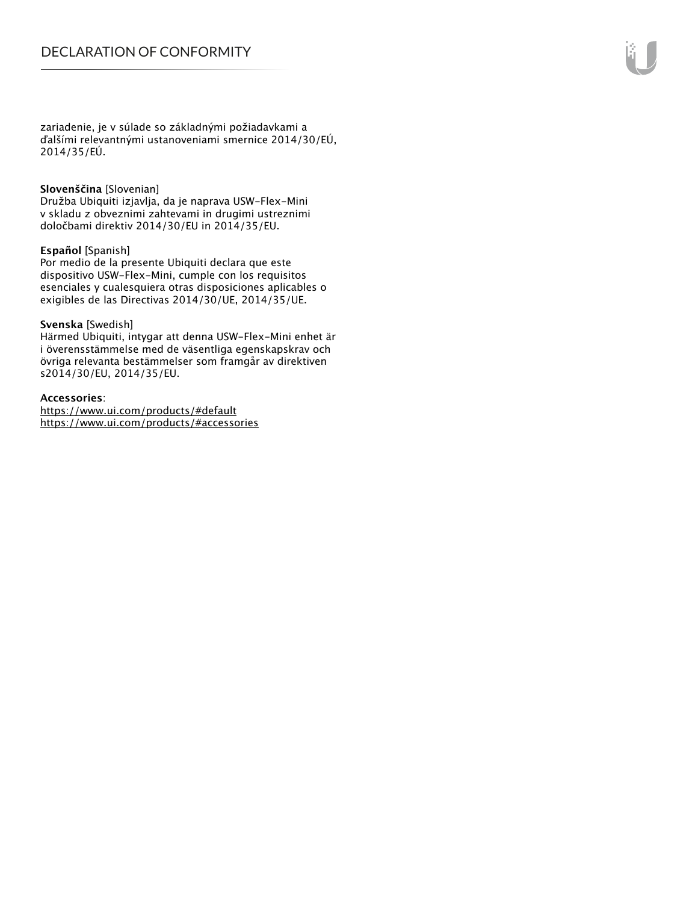zariadenie, je v súlade so základnými požiadavkami a ďalšími relevantnými ustanoveniami smernice 2014/30/EÚ, 2014/35/EÚ.

**Slovenščina** [Slovenian]
Družba Ubiquiti izjavlja, da je naprava USW-Flex-Mini v skladu z obveznimi zahtevami in drugimi ustreznimi določbami direktiv 2014/30/EU in 2014/35/EU.

**Español** [Spanish]
Por medio de la presente Ubiquiti declara que este dispositivo USW-Flex-Mini, cumple con los requisitos esenciales y cualesquiera otras disposiciones aplicables o exigibles de las Directivas 2014/30/UE, 2014/35/UE.

**Svenska** [Swedish]
Härmed Ubiquiti, intygar att denna USW-Flex-Mini enhet är i överensstämmelse med de väsentliga egenskapskrav och övriga relevanta bestämmelser som framgår av direktiven s2014/30/EU, 2014/35/EU.

**Accessories**:
https://www.ui.com/products/#default
https://www.ui.com/products/#accessories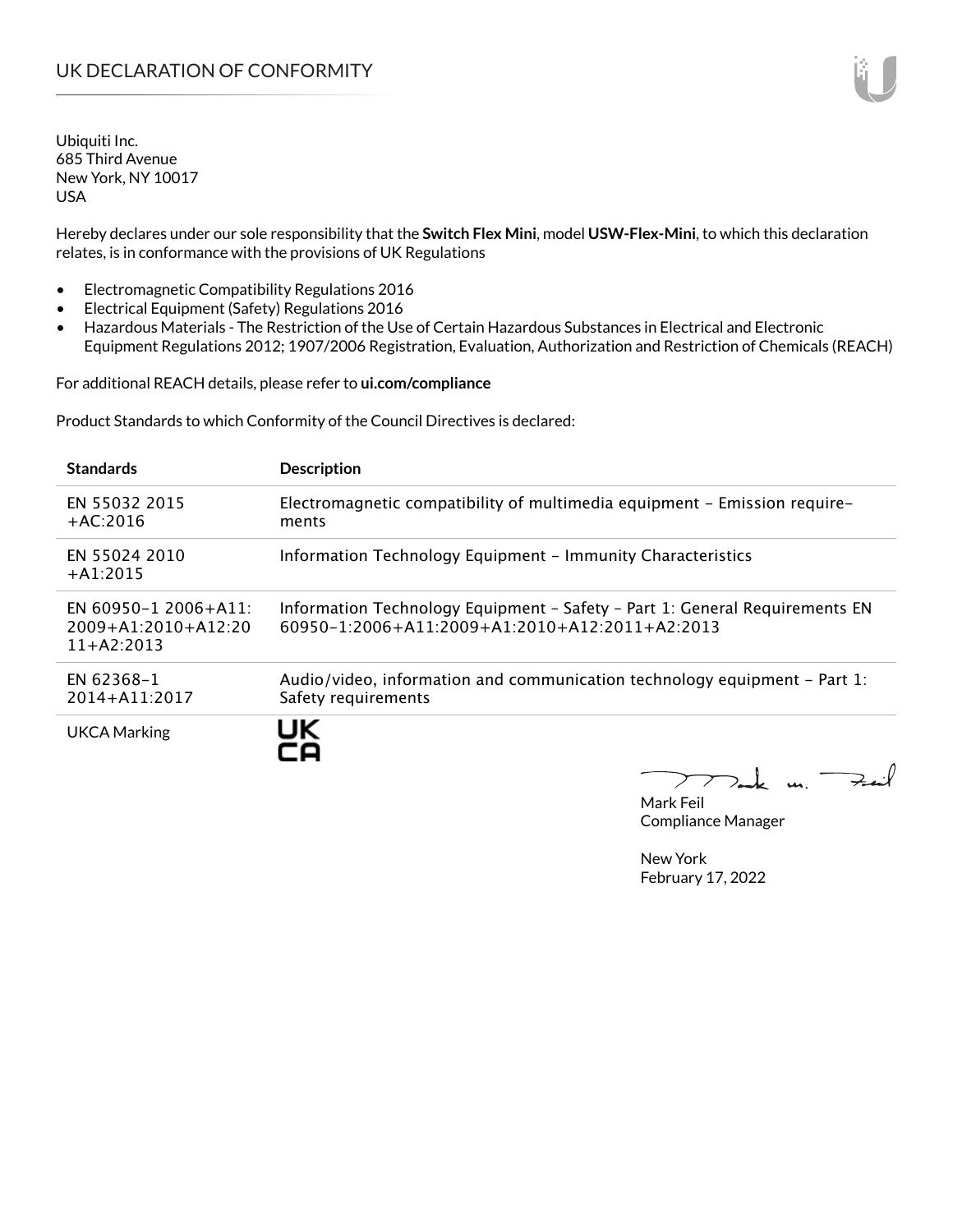# UK DECLARATION OF CONFORMITY

Ubiquiti Inc.
685 Third Avenue
New York, NY 10017
USA

Hereby declares under our sole responsibility that the **Switch Flex Mini**, model **USW-Flex-Mini**, to which this declaration relates, is in conformance with the provisions of UK Regulations

- Electromagnetic Compatibility Regulations 2016
- Electrical Equipment (Safety) Regulations 2016
- Hazardous Materials - The Restriction of the Use of Certain Hazardous Substances in Electrical and Electronic Equipment Regulations 2012; 1907/2006 Registration, Evaluation, Authorization and Restriction of Chemicals (REACH)

For additional REACH details, please refer to **ui.com/compliance**

Product Standards to which Conformity of the Council Directives is declared:

| Standards | Description |
| --- | --- |
| EN 55032 2015 +AC:2016 | Electromagnetic compatibility of multimedia equipment – Emission requirements |
| EN 55024 2010 +A1:2015 | Information Technology Equipment – Immunity Characteristics |
| EN 60950-1 2006+A11: 2009+A1:2010+A12:2011+A2:2013 | Information Technology Equipment – Safety – Part 1: General Requirements EN 60950-1:2006+A11:2009+A1:2010+A12:2011+A2:2013 |
| EN 62368-1 2014+A11:2017 | Audio/video, information and communication technology equipment – Part 1: Safety requirements |
| UKCA Marking | UK CA |

Mark Feil
Compliance Manager

New York
February 17, 2022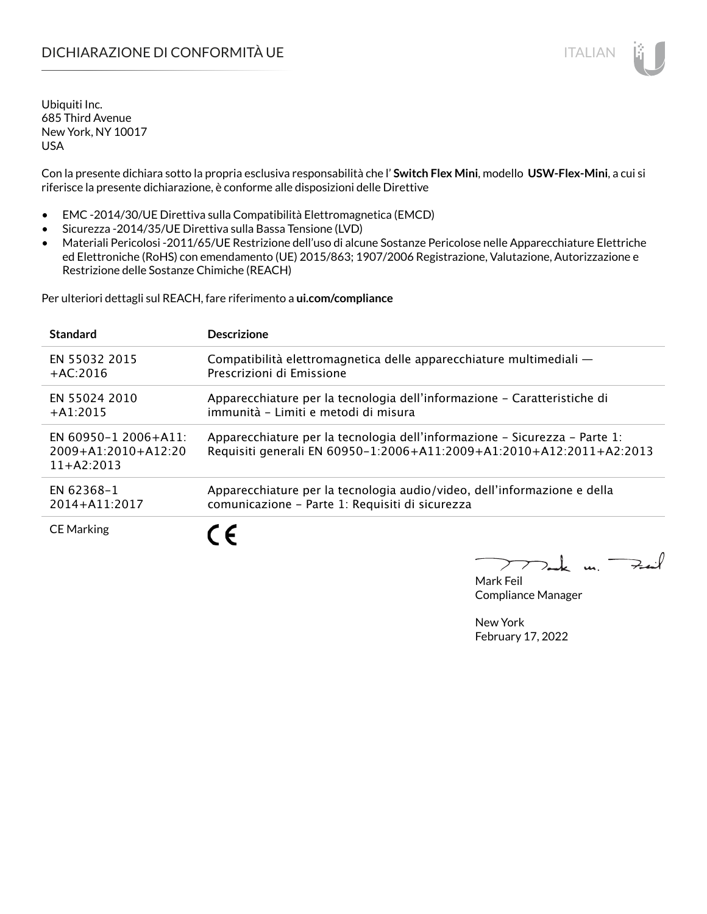# DICHIARAZIONE DI CONFORMITÀ UE

Ubiquiti Inc.
685 Third Avenue
New York, NY 10017
USA

Con la presente dichiara sotto la propria esclusiva responsabilità che l' **Switch Flex Mini**, modello **USW-Flex-Mini**, a cui si riferisce la presente dichiarazione, è conforme alle disposizioni delle Direttive

- EMC -2014/30/UE Direttiva sulla Compatibilità Elettromagnetica (EMCD)
- Sicurezza -2014/35/UE Direttiva sulla Bassa Tensione (LVD)
- Materiali Pericolosi -2011/65/UE Restrizione dell'uso di alcune Sostanze Pericolose nelle Apparecchiature Elettriche ed Elettroniche (RoHS) con emendamento (UE) 2015/863; 1907/2006 Registrazione, Valutazione, Autorizzazione e Restrizione delle Sostanze Chimiche (REACH)

Per ulteriori dettagli sul REACH, fare riferimento a **ui.com/compliance**

| Standard | Descrizione |
| --- | --- |
| EN 55032 2015 +AC:2016 | Compatibilità elettromagnetica delle apparecchiature multimediali — Prescrizioni di Emissione |
| EN 55024 2010 +A1:2015 | Apparecchiature per la tecnologia dell'informazione – Caratteristiche di immunità – Limiti e metodi di misura |
| EN 60950-1 2006+A11: 2009+A1:2010+A12:2011+A2:2013 | Apparecchiature per la tecnologia dell'informazione – Sicurezza – Parte 1: Requisiti generali EN 60950-1:2006+A11:2009+A1:2010+A12:2011+A2:2013 |
| EN 62368-1 2014+A11:2017 | Apparecchiature per la tecnologia audio/video, dell'informazione e della comunicazione – Parte 1: Requisiti di sicurezza |
| CE Marking | CE |

Mark Feil
Compliance Manager

New York
February 17, 2022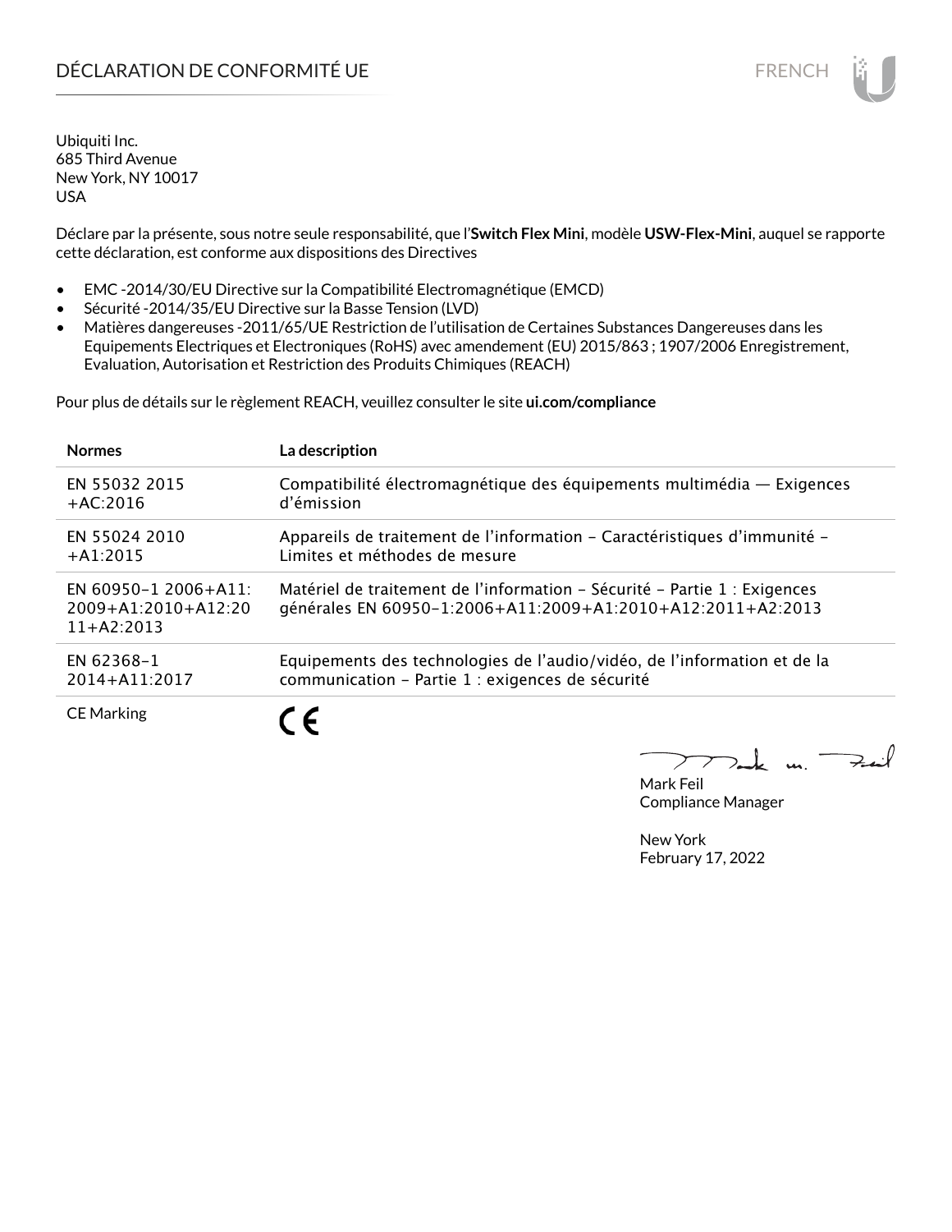# DÉCLARATION DE CONFORMITÉ UE

Ubiquiti Inc.
685 Third Avenue
New York, NY 10017
USA

Déclare par la présente, sous notre seule responsabilité, que l'**Switch Flex Mini**, modèle **USW-Flex-Mini**, auquel se rapporte cette déclaration, est conforme aux dispositions des Directives

- EMC -2014/30/EU Directive sur la Compatibilité Electromagnétique (EMCD)
- Sécurité -2014/35/EU Directive sur la Basse Tension (LVD)
- Matières dangereuses -2011/65/UE Restriction de l'utilisation de Certaines Substances Dangereuses dans les Equipements Electriques et Electroniques (RoHS) avec amendement (EU) 2015/863 ; 1907/2006 Enregistrement, Evaluation, Autorisation et Restriction des Produits Chimiques (REACH)

Pour plus de détails sur le règlement REACH, veuillez consulter le site **ui.com/compliance**

| **Normes** | **La description** |
|---|---|
| EN 55032 2015 +AC:2016 | Compatibilité électromagnétique des équipements multimédia — Exigences d'émission |
| EN 55024 2010 +A1:2015 | Appareils de traitement de l'information – Caractéristiques d'immunité – Limites et méthodes de mesure |
| EN 60950-1 2006+A11: 2009+A1:2010+A12:2011+A2:2013 | Matériel de traitement de l'information – Sécurité – Partie 1 : Exigences générales EN 60950-1:2006+A11:2009+A1:2010+A12:2011+A2:2013 |
| EN 62368-1 2014+A11:2017 | Equipements des technologies de l'audio/vidéo, de l'information et de la communication – Partie 1 : exigences de sécurité |
| CE Marking | CE |

Mark Feil
Compliance Manager

New York
February 17, 2022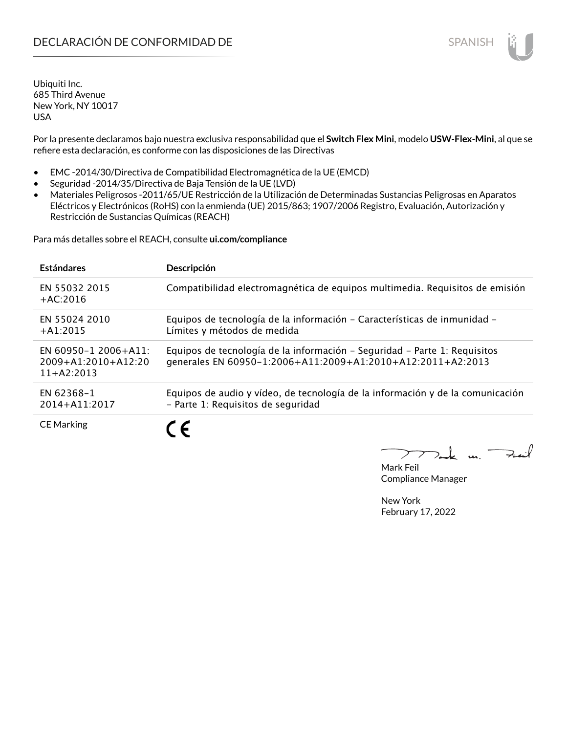# DECLARACIÓN DE CONFORMIDAD DE

Ubiquiti Inc.
685 Third Avenue
New York, NY 10017
USA

Por la presente declaramos bajo nuestra exclusiva responsabilidad que el **Switch Flex Mini**, modelo **USW-Flex-Mini**, al que se refiere esta declaración, es conforme con las disposiciones de las Directivas

- EMC -2014/30/Directiva de Compatibilidad Electromagnética de la UE (EMCD)
- Seguridad -2014/35/Directiva de Baja Tensión de la UE (LVD)
- Materiales Peligrosos -2011/65/UE Restricción de la Utilización de Determinadas Sustancias Peligrosas en Aparatos Eléctricos y Electrónicos (RoHS) con la enmienda (UE) 2015/863; 1907/2006 Registro, Evaluación, Autorización y Restricción de Sustancias Químicas (REACH)

Para más detalles sobre el REACH, consulte **ui.com/compliance**

| Estándares | Descripción |
|---|---|
| EN 55032 2015 +AC:2016 | Compatibilidad electromagnética de equipos multimedia. Requisitos de emisión |
| EN 55024 2010 +A1:2015 | Equipos de tecnología de la información – Características de inmunidad – Límites y métodos de medida |
| EN 60950-1 2006+A11: 2009+A1:2010+A12:2011+A2:2013 | Equipos de tecnología de la información – Seguridad – Parte 1: Requisitos generales EN 60950-1:2006+A11:2009+A1:2010+A12:2011+A2:2013 |
| EN 62368-1 2014+A11:2017 | Equipos de audio y vídeo, de tecnología de la información y de la comunicación – Parte 1: Requisitos de seguridad |
| CE Marking | CE |

Mark Feil
Compliance Manager

New York
February 17, 2022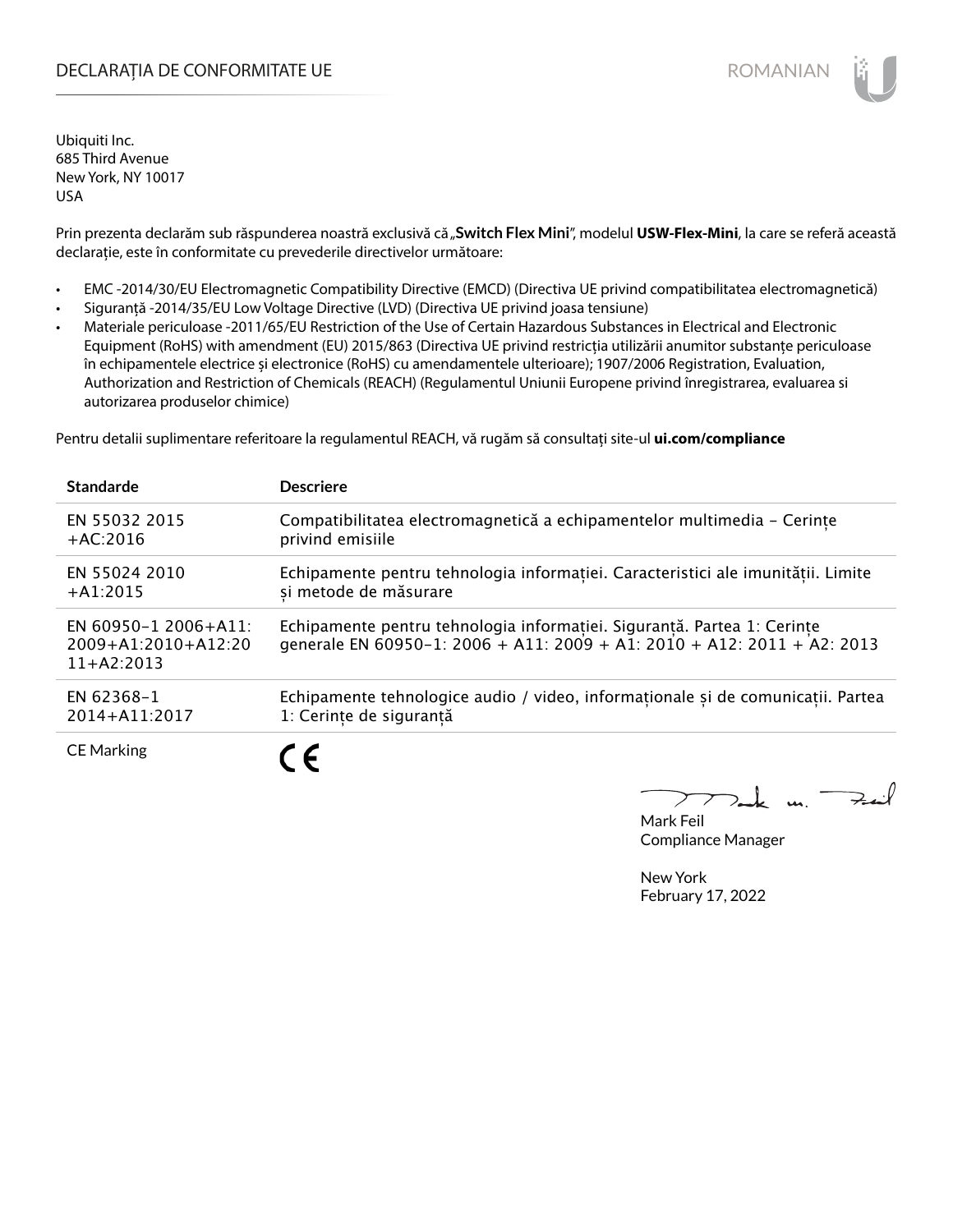# DECLARAȚIA DE CONFORMITATE UE

Ubiquiti Inc.
685 Third Avenue
New York, NY 10017
USA

Prin prezenta declarăm sub răspunderea noastră exclusivă că „**Switch Flex Mini**", modelul **USW-Flex-Mini**, la care se referă această declarație, este în conformitate cu prevederile directivelor următoare:

- EMC -2014/30/EU Electromagnetic Compatibility Directive (EMCD) (Directiva UE privind compatibilitatea electromagnetică)
- Siguranță -2014/35/EU Low Voltage Directive (LVD) (Directiva UE privind joasa tensiune)
- Materiale periculoase -2011/65/EU Restriction of the Use of Certain Hazardous Substances in Electrical and Electronic Equipment (RoHS) with amendment (EU) 2015/863 (Directiva UE privind restricția utilizării anumitor substanțe periculoase în echipamentele electrice și electronice (RoHS) cu amendamentele ulterioare); 1907/2006 Registration, Evaluation, Authorization and Restriction of Chemicals (REACH) (Regulamentul Uniunii Europene privind înregistrarea, evaluarea si autorizarea produselor chimice)

Pentru detalii suplimentare referitoare la regulamentul REACH, vă rugăm să consultați site-ul **ui.com/compliance**

| Standarde | Descriere |
|---|---|
| EN 55032 2015 +AC:2016 | Compatibilitatea electromagnetică a echipamentelor multimedia – Cerințe privind emisiile |
| EN 55024 2010 +A1:2015 | Echipamente pentru tehnologia informației. Caracteristici ale imunității. Limite și metode de măsurare |
| EN 60950-1 2006+A11: 2009+A1:2010+A12:2011+A2:2013 | Echipamente pentru tehnologia informației. Siguranță. Partea 1: Cerințe generale EN 60950-1: 2006 + A11: 2009 + A1: 2010 + A12: 2011 + A2: 2013 |
| EN 62368-1 2014+A11:2017 | Echipamente tehnologice audio / video, informaționale și de comunicații. Partea 1: Cerințe de siguranță |
| CE Marking | CE |

Mark Feil
Compliance Manager

New York
February 17, 2022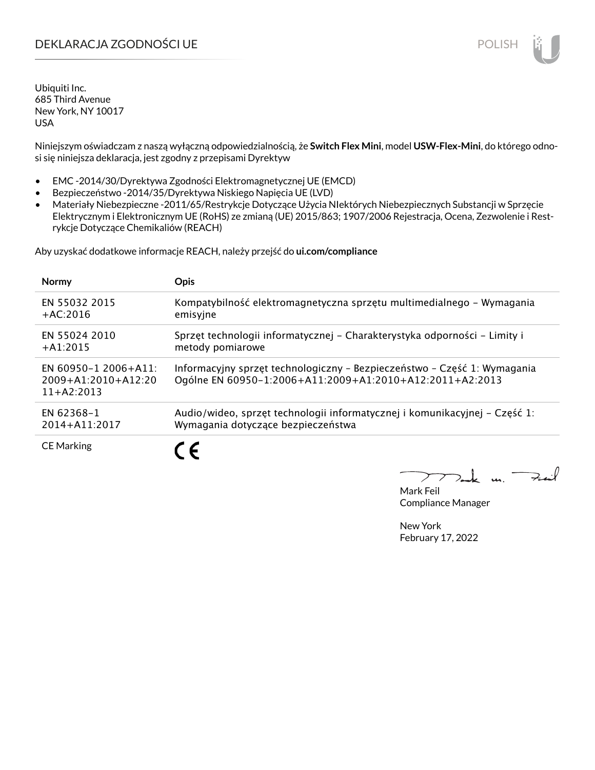# DEKLARACJA ZGODNOŚCI UE

Ubiquiti Inc.
685 Third Avenue
New York, NY 10017
USA

Niniejszym oświadczam z naszą wyłączną odpowiedzialnością, że **Switch Flex Mini**, model **USW-Flex-Mini**, do którego odnosi się niniejsza deklaracja, jest zgodny z przepisami Dyrektyw

- EMC -2014/30/Dyrektywa Zgodności Elektromagnetycznej UE (EMCD)
- Bezpieczeństwo -2014/35/Dyrektywa Niskiego Napięcia UE (LVD)
- Materiały Niebezpieczne -2011/65/Restrykcje Dotyczące Użycia NIektórych Niebezpiecznych Substancji w Sprzęcie Elektrycznym i Elektronicznym UE (RoHS) ze zmianą (UE) 2015/863; 1907/2006 Rejestracja, Ocena, Zezwolenie i Restrykcje Dotyczące Chemikaliów (REACH)

Aby uzyskać dodatkowe informacje REACH, należy przejść do **ui.com/compliance**

| Normy | Opis |
|---|---|
| EN 55032 2015 +AC:2016 | Kompatybilność elektromagnetyczna sprzętu multimedialnego – Wymagania emisyjne |
| EN 55024 2010 +A1:2015 | Sprzęt technologii informatycznej – Charakterystyka odporności – Limity i metody pomiarowe |
| EN 60950-1 2006+A11:2009+A1:2010+A12:2011+A2:2013 | Informacyjny sprzęt technologiczny – Bezpieczeństwo – Część 1: Wymagania Ogólne EN 60950-1:2006+A11:2009+A1:2010+A12:2011+A2:2013 |
| EN 62368-1 2014+A11:2017 | Audio/wideo, sprzęt technologii informatycznej i komunikacyjnej – Część 1: Wymagania dotyczące bezpieczeństwa |
| CE Marking | CE |

Mark Feil
Compliance Manager

New York
February 17, 2022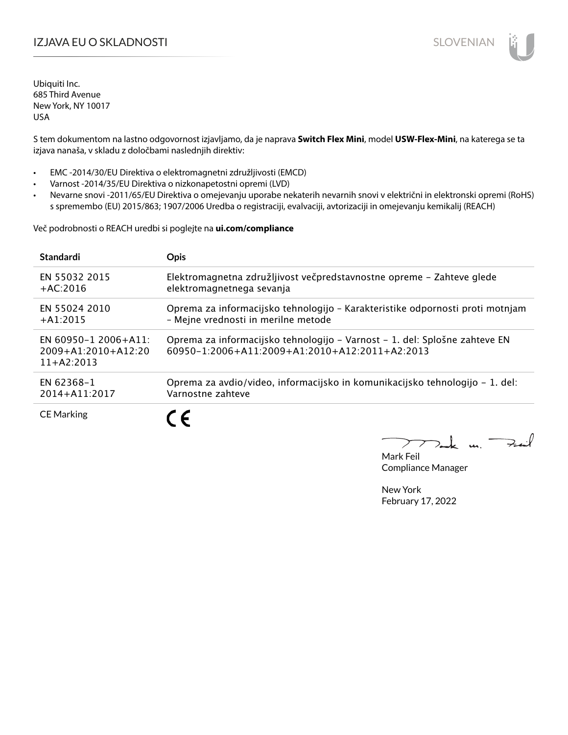# IZJAVA EU O SKLADNOSTI

Ubiquiti Inc.
685 Third Avenue
New York, NY 10017
USA

S tem dokumentom na lastno odgovornost izjavljamo, da je naprava **Switch Flex Mini**, model **USW-Flex-Mini**, na katerega se ta izjava nanaša, v skladu z določbami naslednjih direktiv:

- EMC -2014/30/EU Direktiva o elektromagnetni združljivosti (EMCD)
- Varnost -2014/35/EU Direktiva o nizkonapetostni opremi (LVD)
- Nevarne snovi -2011/65/EU Direktiva o omejevanju uporabe nekaterih nevarnih snovi v električni in elektronski opremi (RoHS) s spremembo (EU) 2015/863; 1907/2006 Uredba o registraciji, evalvaciji, avtorizaciji in omejevanju kemikalij (REACH)

Več podrobnosti o REACH uredbi si poglejte na **ui.com/compliance**

| Standardi | Opis |
|---|---|
| EN 55032 2015 +AC:2016 | Elektromagnetna združljivost večpredstavnostne opreme – Zahteve glede elektromagnetnega sevanja |
| EN 55024 2010 +A1:2015 | Oprema za informacijsko tehnologijo – Karakteristike odpornosti proti motnjam – Mejne vrednosti in merilne metode |
| EN 60950-1 2006+A11: 2009+A1:2010+A12:2011+A2:2013 | Oprema za informacijsko tehnologijo – Varnost – 1. del: Splošne zahteve EN 60950-1:2006+A11:2009+A1:2010+A12:2011+A2:2013 |
| EN 62368-1 2014+A11:2017 | Oprema za avdio/video, informacijsko in komunikacijsko tehnologijo – 1. del: Varnostne zahteve |
| CE Marking | CE |

Mark Feil
Compliance Manager

New York
February 17, 2022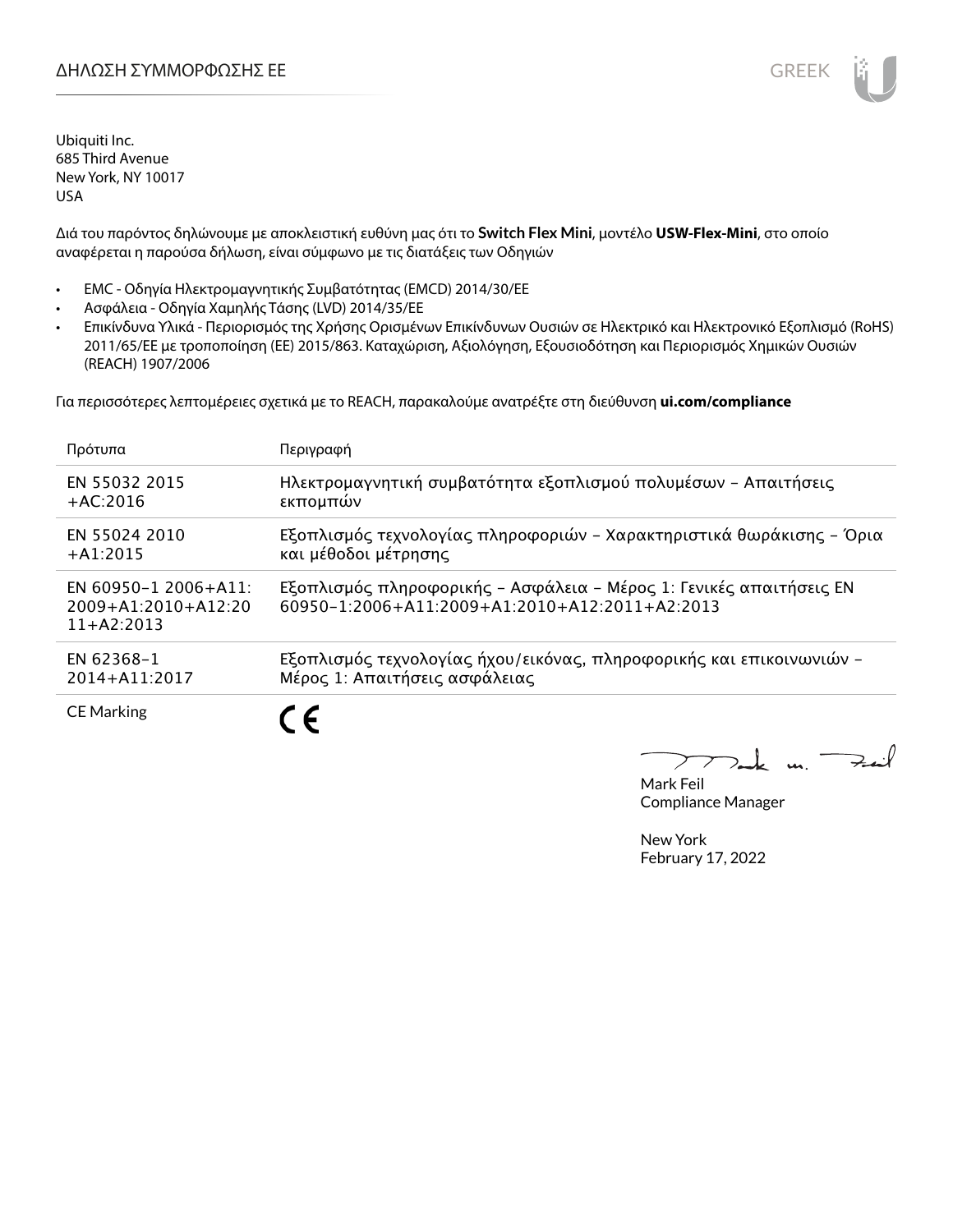# ΔΗΛΩΣΗ ΣΥΜΜΟΡΦΩΣΗΣ ΕΕ

Ubiquiti Inc.
685 Third Avenue
New York, NY 10017
USA

Διά του παρόντος δηλώνουμε με αποκλειστική ευθύνη μας ότι το **Switch Flex Mini**, μοντέλο **USW-Flex-Mini**, στο οποίο αναφέρεται η παρούσα δήλωση, είναι σύμφωνο με τις διατάξεις των Οδηγιών

- EMC - Οδηγία Ηλεκτρομαγνητικής Συμβατότητας (EMCD) 2014/30/EE
- Ασφάλεια - Οδηγία Χαμηλής Τάσης (LVD) 2014/35/EE
- Επικίνδυνα Υλικά - Περιορισμός της Χρήσης Ορισμένων Επικίνδυνων Ουσιών σε Ηλεκτρικό και Ηλεκτρονικό Εξοπλισμό (RoHS) 2011/65/ΕΕ με τροποποίηση (ΕΕ) 2015/863. Καταχώριση, Αξιολόγηση, Εξουσιοδότηση και Περιορισμός Χημικών Ουσιών (REACH) 1907/2006

Για περισσότερες λεπτομέρειες σχετικά με το REACH, παρακαλούμε ανατρέξτε στη διεύθυνση **ui.com/compliance**

| Πρότυπα | Περιγραφή |
|---|---|
| EN 55032 2015 +AC:2016 | Ηλεκτρομαγνητική συμβατότητα εξοπλισμού πολυμέσων – Απαιτήσεις εκπομπών |
| EN 55024 2010 +A1:2015 | Εξοπλισμός τεχνολογίας πληροφοριών – Χαρακτηριστικά θωράκισης – Όρια και μέθοδοι μέτρησης |
| EN 60950-1 2006+A11: 2009+A1:2010+A12:2011+A2:2013 | Εξοπλισμός πληροφορικής – Ασφάλεια – Μέρος 1: Γενικές απαιτήσεις EN 60950-1:2006+A11:2009+A1:2010+A12:2011+A2:2013 |
| EN 62368-1 2014+A11:2017 | Εξοπλισμός τεχνολογίας ήχου/εικόνας, πληροφορικής και επικοινωνιών – Μέρος 1: Απαιτήσεις ασφάλειας |
| CE Marking | CE |

Mark Feil
Compliance Manager

New York
February 17, 2022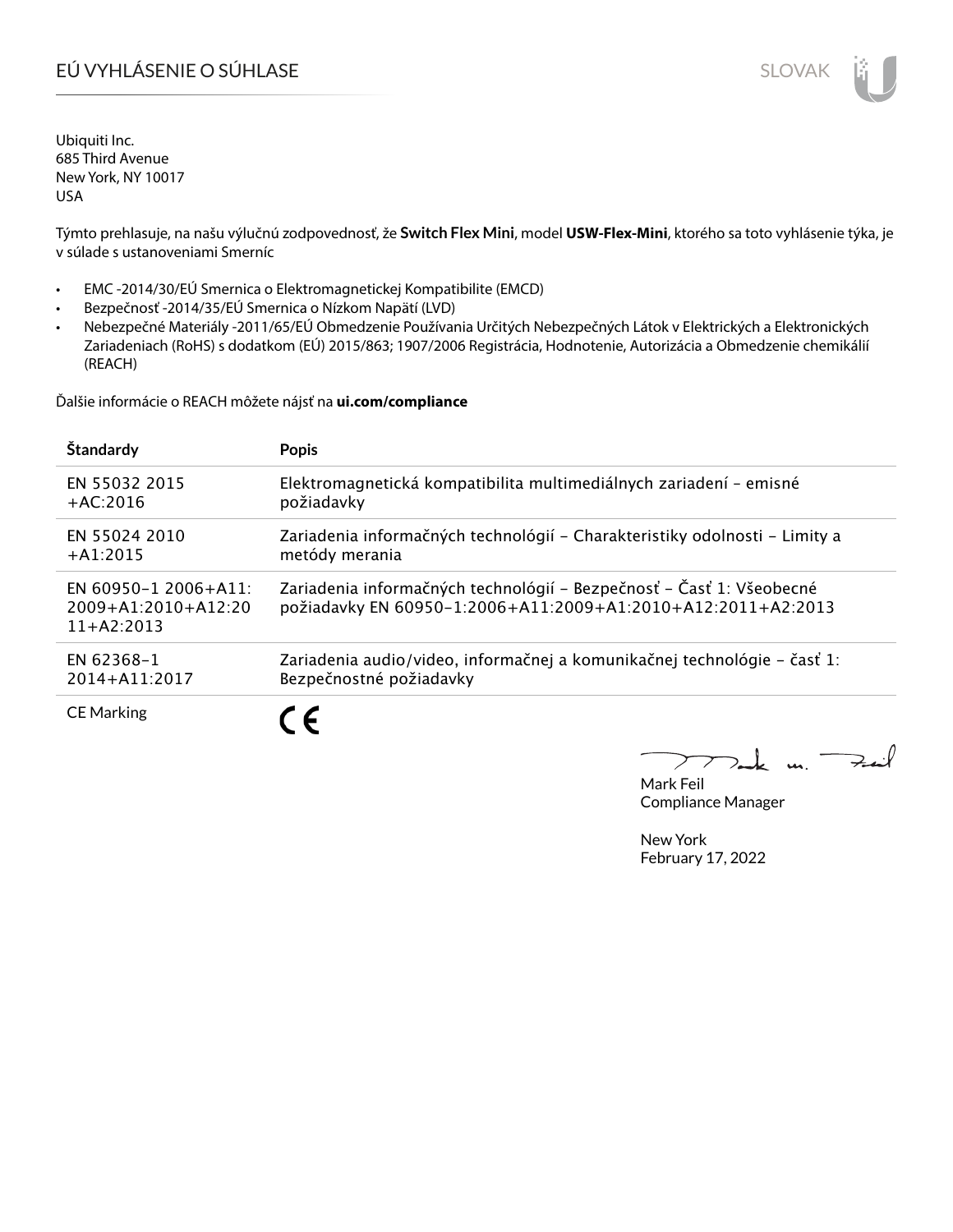# EÚ VYHLÁSENIE O SÚHLASE

Ubiquiti Inc.
685 Third Avenue
New York, NY 10017
USA

Týmto prehlasuje, na našu výlučnú zodpovednosť, že **Switch Flex Mini**, model **USW-Flex-Mini**, ktorého sa toto vyhlásenie týka, je v súlade s ustanoveniami Smerníc

- EMC -2014/30/EÚ Smernica o Elektromagnetickej Kompatibilite (EMCD)
- Bezpečnosť -2014/35/EÚ Smernica o Nízkom Napätí (LVD)
- Nebezpečné Materiály -2011/65/EÚ Obmedzenie Používania Určitých Nebezpečných Látok v Elektrických a Elektronických Zariadeniach (RoHS) s dodatkom (EÚ) 2015/863; 1907/2006 Registrácia, Hodnotenie, Autorizácia a Obmedzenie chemikálií (REACH)

Ďalšie informácie o REACH môžete nájsť na **ui.com/compliance**

| Štandardy | Popis |
|---|---|
| EN 55032 2015 +AC:2016 | Elektromagnetická kompatibilita multimediálnych zariadení – emisné požiadavky |
| EN 55024 2010 +A1:2015 | Zariadenia informačných technológií – Charakteristiky odolnosti – Limity a metódy merania |
| EN 60950-1 2006+A11: 2009+A1:2010+A12:2011+A2:2013 | Zariadenia informačných technológií – Bezpečnosť – Časť 1: Všeobecné požiadavky EN 60950-1:2006+A11:2009+A1:2010+A12:2011+A2:2013 |
| EN 62368-1 2014+A11:2017 | Zariadenia audio/video, informačnej a komunikačnej technológie – časť 1: Bezpečnostné požiadavky |
| CE Marking | CE |

Mark Feil
Compliance Manager

New York
February 17, 2022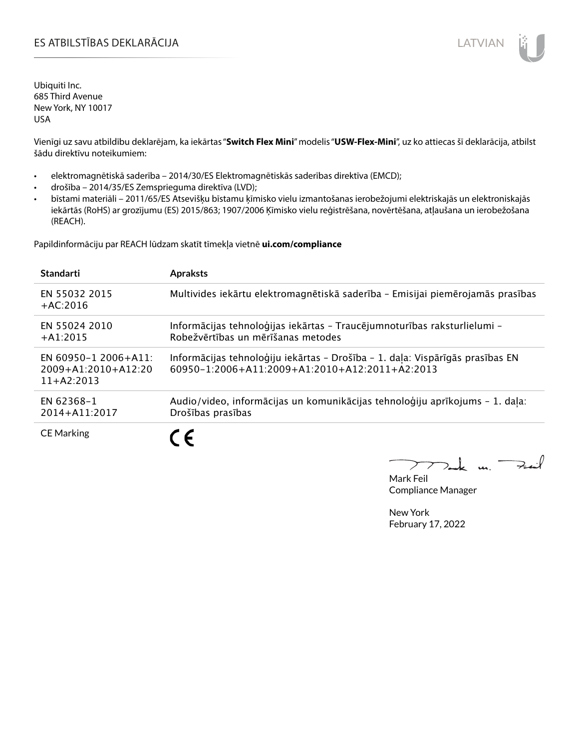# ES ATBILSTĪBAS DEKLARĀCIJA

Ubiquiti Inc.
685 Third Avenue
New York, NY 10017
USA

Vienīgi uz savu atbildību deklarējam, ka iekārtas "**Switch Flex Mini**" modelis "**USW-Flex-Mini**", uz ko attiecas šī deklarācija, atbilst šādu direktīvu noteikumiem:

- elektromagnētiskā saderība – 2014/30/ES Elektromagnētiskās saderības direktīva (EMCD);
- drošība – 2014/35/ES Zemsprieguma direktīva (LVD);
- bīstami materiāli – 2011/65/ES Atsevišķu bīstamu ķīmisko vielu izmantošanas ierobežojumi elektriskajās un elektroniskajās iekārtās (RoHS) ar grozījumu (ES) 2015/863; 1907/2006 Ķīmisko vielu reģistrēšana, novērtēšana, atļaušana un ierobežošana (REACH).

Papildinformāciju par REACH lūdzam skatīt tīmekļa vietnē **ui.com/compliance**

| Standarti | Apraksts |
| --- | --- |
| EN 55032 2015 +AC:2016 | Multivides iekārtu elektromagnētiskā saderība – Emisijai piemērojamās prasības |
| EN 55024 2010 +A1:2015 | Informācijas tehnoloģijas iekārtas – Traucējumnoturības raksturlielumi – Robežvērtības un mērīšanas metodes |
| EN 60950-1 2006+A11: 2009+A1:2010+A12:2011+A2:2013 | Informācijas tehnoloģiju iekārtas – Drošība – 1. daļa: Vispārīgās prasības EN 60950-1:2006+A11:2009+A1:2010+A12:2011+A2:2013 |
| EN 62368-1 2014+A11:2017 | Audio/video, informācijas un komunikācijas tehnoloģiju aprīkojums – 1. daļa: Drošības prasības |
| CE Marking | CE |

Mark Feil
Compliance Manager

New York
February 17, 2022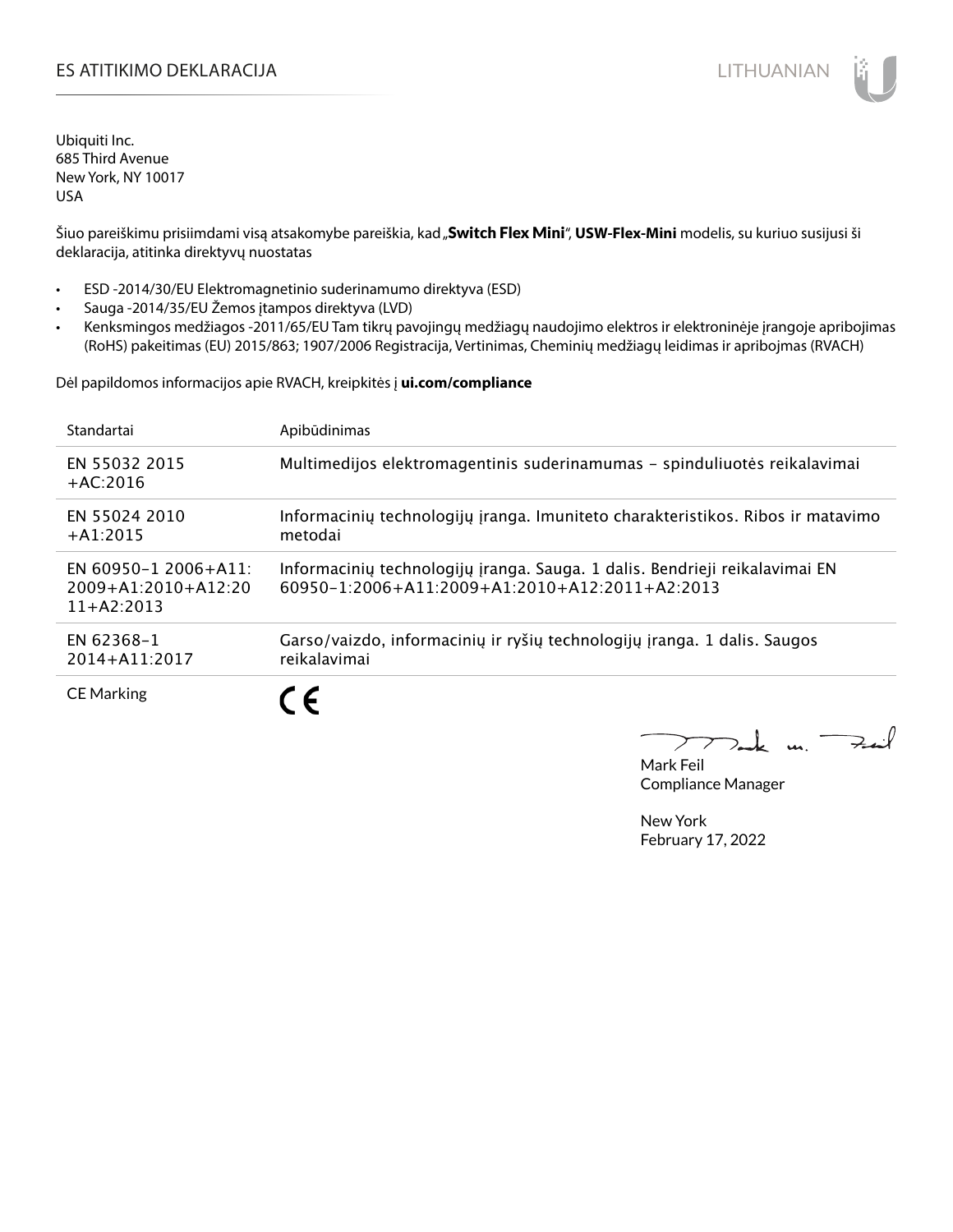# ES ATITIKIMO DEKLARACIJA

LITHUANIAN

Ubiquiti Inc.
685 Third Avenue
New York, NY 10017
USA

Šiuo pareiškimu prisiimdami visą atsakomybe pareiškia, kad „**Switch Flex Mini**", **USW-Flex-Mini** modelis, su kuriuo susijusi ši deklaracija, atitinka direktyvų nuostatas

- ESD -2014/30/EU Elektromagnetinio suderinamumo direktyva (ESD)
- Sauga -2014/35/EU Žemos įtampos direktyva (LVD)
- Kenksmingos medžiagos -2011/65/EU Tam tikrų pavojingų medžiagų naudojimo elektros ir elektroninėje įrangoje apribojimas (RoHS) pakeitimas (EU) 2015/863; 1907/2006 Registracija, Vertinimas, Cheminių medžiagų leidimas ir apribojmas (RVACH)

Dėl papildomos informacijos apie RVACH, kreipkitės į **ui.com/compliance**

| Standartai | Apibūdinimas |
|---|---|
| EN 55032 2015 +AC:2016 | Multimedijos elektromagentinis suderinamumas – spinduliuotės reikalavimai |
| EN 55024 2010 +A1:2015 | Informacinių technologijų įranga. Imuniteto charakteristikos. Ribos ir matavimo metodai |
| EN 60950-1 2006+A11:2009+A1:2010+A12:2011+A2:2013 | Informacinių technologijų įranga. Sauga. 1 dalis. Bendrieji reikalavimai EN 60950-1:2006+A11:2009+A1:2010+A12:2011+A2:2013 |
| EN 62368-1 2014+A11:2017 | Garso/vaizdo, informacinių ir ryšių technologijų įranga. 1 dalis. Saugos reikalavimai |
| CE Marking | CE |

Mark Feil
Compliance Manager

New York
February 17, 2022